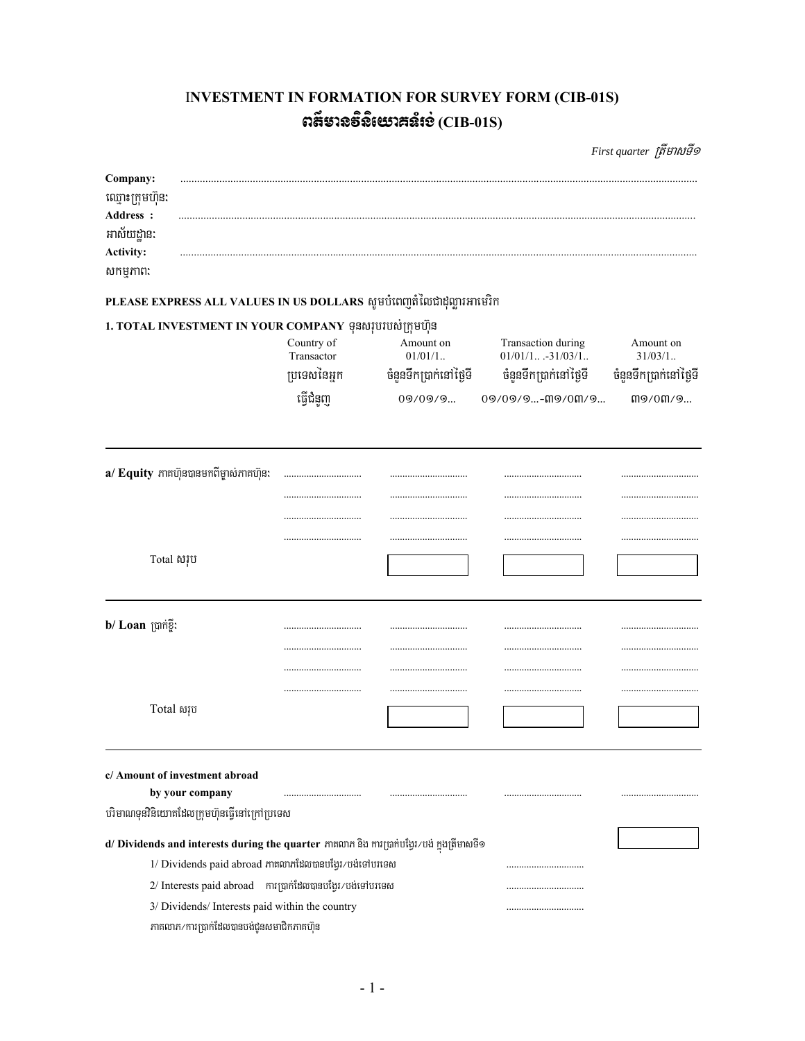# INVESTMENT IN FORMATION FOR SURVEY FORM (CIB-01S)
# ពត៌មានវិនិយោគទំរង់ (CIB-01S)

*First quarter ត្រីមាសទី១*

**Company:** ...........................................................................................................
ឈ្មោះក្រុមហ៊ុន:
**Address :** ...........................................................................................................
អាស័យដ្ឋាន:
**Activity:** ...........................................................................................................
សកម្មភាព:

**PLEASE EXPRESS ALL VALUES IN US DOLLARS** សូមបំពេញតំលៃជាដុល្លារអាមេរិក

**1. TOTAL INVESTMENT IN YOUR COMPANY** ទុនសរុបរបស់ក្រុមហ៊ុន

| | Country of Transactor ប្រទេសនៃអ្នកធ្វើជំនួញ | Amount on 01/01/1.. ចំនួនទឹកប្រាក់នៅថ្ងៃទី ០១/០១/១... | Transaction during 01/01/1.. .-31/03/1.. ចំនួនទឹកប្រាក់នៅថ្ងៃទី ០១/០១/១...-៣១/០៣/១... | Amount on 31/03/1.. ចំនួនទឹកប្រាក់នៅថ្ងៃទី ៣១/០៣/១... |
|---|---|---|---|---|
| **a/ Equity** ភាគហ៊ុនបានមកពីម្ចាស់ភាគហ៊ុន: | ............................... | ............................... | ............................... | ............................... |
| | ............................... | ............................... | ............................... | ............................... |
| | ............................... | ............................... | ............................... | ............................... |
| | ............................... | ............................... | ............................... | ............................... |
| Total សរុប | | | | |
| **b/ Loan** ប្រាក់ខ្ចី: | ............................... | ............................... | ............................... | ............................... |
| | ............................... | ............................... | ............................... | ............................... |
| | ............................... | ............................... | ............................... | ............................... |
| | ............................... | ............................... | ............................... | ............................... |
| Total សរុប | | | | |
| **c/ Amount of investment abroad by your company** បរិមាណទុនវិនិយោគដែលក្រុមហ៊ុនធ្វើនៅក្រៅប្រទេស | ............................... | ............................... | ............................... | ............................... |

**d/ Dividends and interests during the quarter** ភាគលាភ និង ការប្រាក់បង្វែរ/បង់ ក្នុងត្រីមាសទី១

1/ Dividends paid abroad ភាគលាភដែលបានបង្វែរ/បង់ទៅបរទេស ...............................

2/ Interests paid abroad ការប្រាក់ដែលបានបង្វែរ/បង់ទៅបរទេស ...............................

3/ Dividends/ Interests paid within the country ...............................
ភាគលាភ/ការប្រាក់ដែលបានបង់ជូនសមាជិកភាគហ៊ុន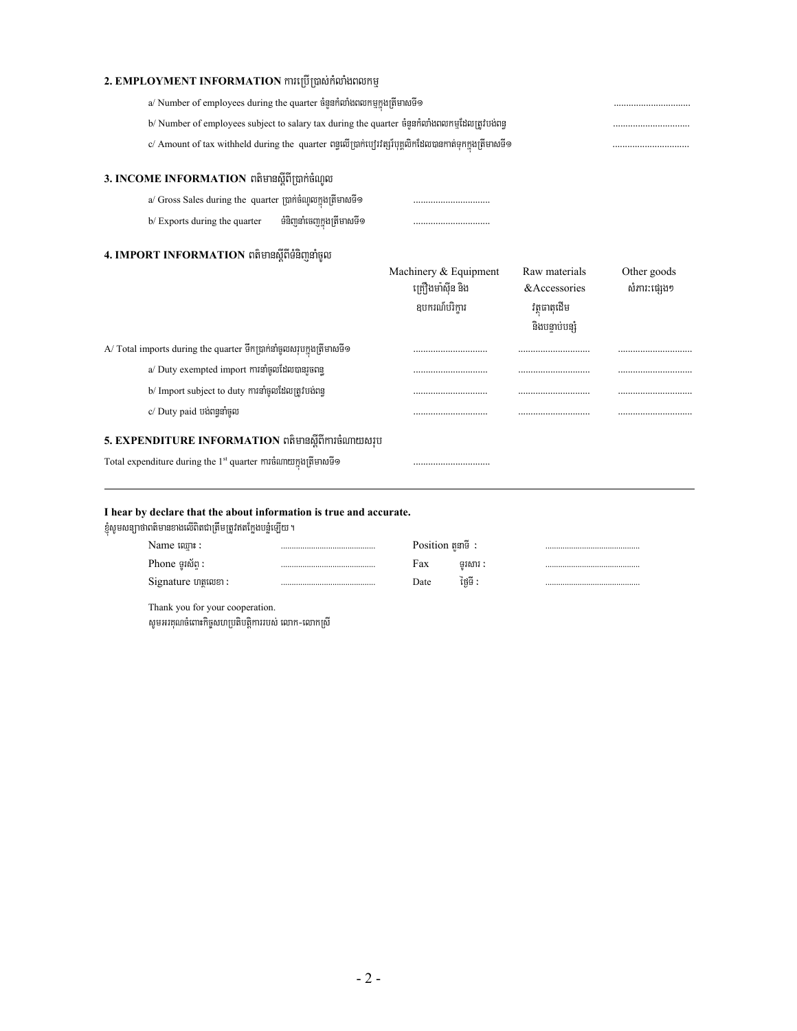## 2. EMPLOYMENT INFORMATION ការប្រើប្រាស់កំលាំងពលកម្ម

a/ Number of employees during the quarter ចំនួនកំលាំងពលកម្មក្នុងត្រីមាសទី១ ...............................

b/ Number of employees subject to salary tax during the quarter ចំនួនកំលាំងពលកម្មដែលត្រូវបង់ពន្ធ ...............................

c/ Amount of tax withheld during the quarter ពន្ធលើប្រាក់បៀវត្សរ៍បុគ្គលិកដែលបានកាត់ទុកក្នុងត្រីមាសទី១ ...............................

## 3. INCOME INFORMATION ពត៌មានស្តីពីប្រាក់ចំណូល

a/ Gross Sales during the quarter ប្រាក់ចំណូលក្នុងត្រីមាសទី១ ...............................

b/ Exports during the quarter ទំនិញនាំចេញក្នុងត្រីមាសទី១ ...............................

## 4. IMPORT INFORMATION ពត៌មានស្តីពីទំនិញនាំចូល

| | Machinery & Equipment គ្រឿងម៉ាស៊ីន និង ឧបករណ៍បរិក្ខារ | Raw materials &Accessories វត្ថុធាតុដើម និងបន្ទាប់បន្សំ | Other goods សំភារៈផ្សេងៗ |
|---|---|---|---|
| A/ Total imports during the quarter ទឹកប្រាក់នាំចូលសរុបក្នុងត្រីមាសទី១ | .............................. | ............................. | .............................. |
| a/ Duty exempted import ការនាំចូលដែលបានរួចពន្ធ | .............................. | ............................. | .............................. |
| b/ Import subject to duty ការនាំចូលដែលត្រូវបង់ពន្ធ | .............................. | ............................. | .............................. |
| c/ Duty paid បង់ពន្ធនាំចូល | .............................. | ............................. | .............................. |

## 5. EXPENDITURE INFORMATION ពត៌មានស្តីពីការចំណាយសរុប

Total expenditure during the 1st quarter ការចំណាយក្នុងត្រីមាសទី១ ...............................

---

**I hear by declare that the about information is true and accurate.**

ខ្ញុំសូមសន្យាថាពត៌មានខាងលើពិតជាត្រឹមត្រូវឥតក្លែងបន្លំឡើយ ។

| | | | |
|---|---|---|---|
| Name ឈ្មោះ : | ........................................... | Position តួនាទី : | ........................................... |
| Phone ទូរស័ព្ទ : | ........................................... | Fax ទូរសារ : | ........................................... |
| Signature ហត្ថលេខា : | ........................................... | Date ថ្ងៃទី : | ........................................... |

Thank you for your cooperation.

សូមអរគុណចំពោះកិច្ចសហប្រតិបត្តិការរបស់ លោក-លោកស្រី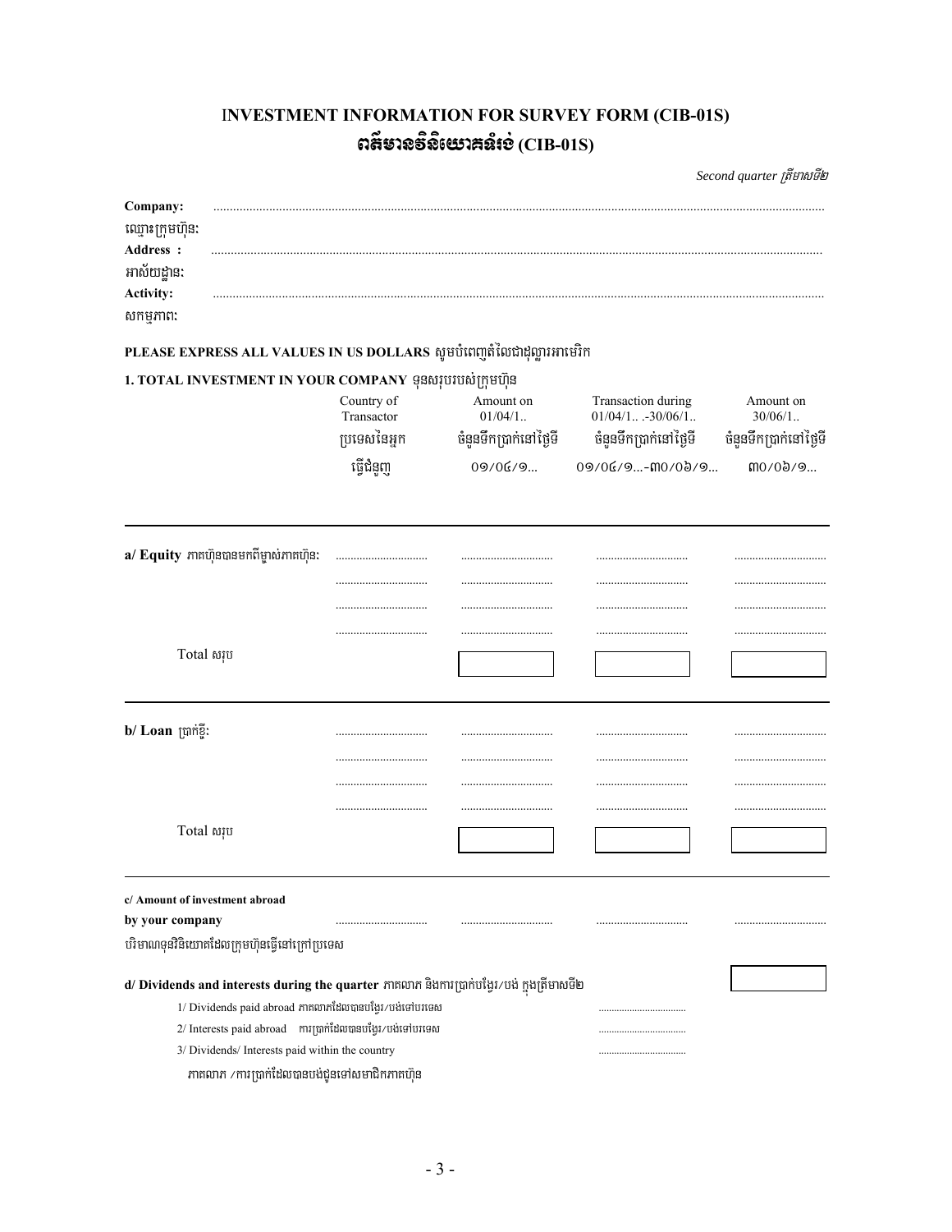# INVESTMENT INFORMATION FOR SURVEY FORM (CIB-01S)
# ពត៌មានវិនិយោគធំៗ (CIB-01S)

*Second quarter ត្រីមាសទី២*

**Company:** ...........................................................................................................

ឈ្មោះក្រុមហ៊ុន:

**Address :** ...........................................................................................................

អាស័យដ្ឋាន:

**Activity:** ...........................................................................................................

សកម្មភាព:

**PLEASE EXPRESS ALL VALUES IN US DOLLARS** សូមបំពេញតំលៃជាដុល្លារអាមេរិក

**1. TOTAL INVESTMENT IN YOUR COMPANY** ទុនសរុបរបស់ក្រុមហ៊ុន

| | Country of Transactor<br>ប្រទេសនៃអ្នកធ្វើជំនួញ | Amount on 01/04/1..<br>ចំនួនទឹកប្រាក់នៅថ្ងៃទី ០១/០៤/១... | Transaction during 01/04/1.. .-30/06/1..<br>ចំនួនទឹកប្រាក់នៅថ្ងៃទី ០១/០៤/១...-៣០/០៦/១... | Amount on 30/06/1..<br>ចំនួនទឹកប្រាក់នៅថ្ងៃទី ៣០/០៦/១... |
|---|---|---|---|---|
| **a/ Equity** ភាគហ៊ុនបានមកពីម្ចាស់ភាគហ៊ុន: | ................ | ................ | ................ | ................ |
| | ................ | ................ | ................ | ................ |
| | ................ | ................ | ................ | ................ |
| | ................ | ................ | ................ | ................ |
| Total សរុប | | | | |
| **b/ Loan** ប្រាក់ខ្ចី: | ................ | ................ | ................ | ................ |
| | ................ | ................ | ................ | ................ |
| | ................ | ................ | ................ | ................ |
| | ................ | ................ | ................ | ................ |
| Total សរុប | | | | |
| **c/ Amount of investment abroad by your company**<br>បរិមាណទុនវិនិយោគដែលក្រុមហ៊ុនធ្វើនៅក្រៅប្រទេស | ................ | ................ | ................ | ................ |

**d/ Dividends and interests during the quarter** ភាគលាភ និងការប្រាក់បង្វែរ/បង់ ក្នុងត្រីមាសទី២

1/ Dividends paid abroad ភាគលាភដែលបានបង្វែរ/បង់ទៅបរទេស ................

2/ Interests paid abroad ការប្រាក់ដែលបានបង្វែរ/បង់ទៅបរទេស ................

3/ Dividends/ Interests paid within the country ................

ភាគលាភ /ការប្រាក់ដែលបានបង់ជូនទៅសមាជិកភាគហ៊ុន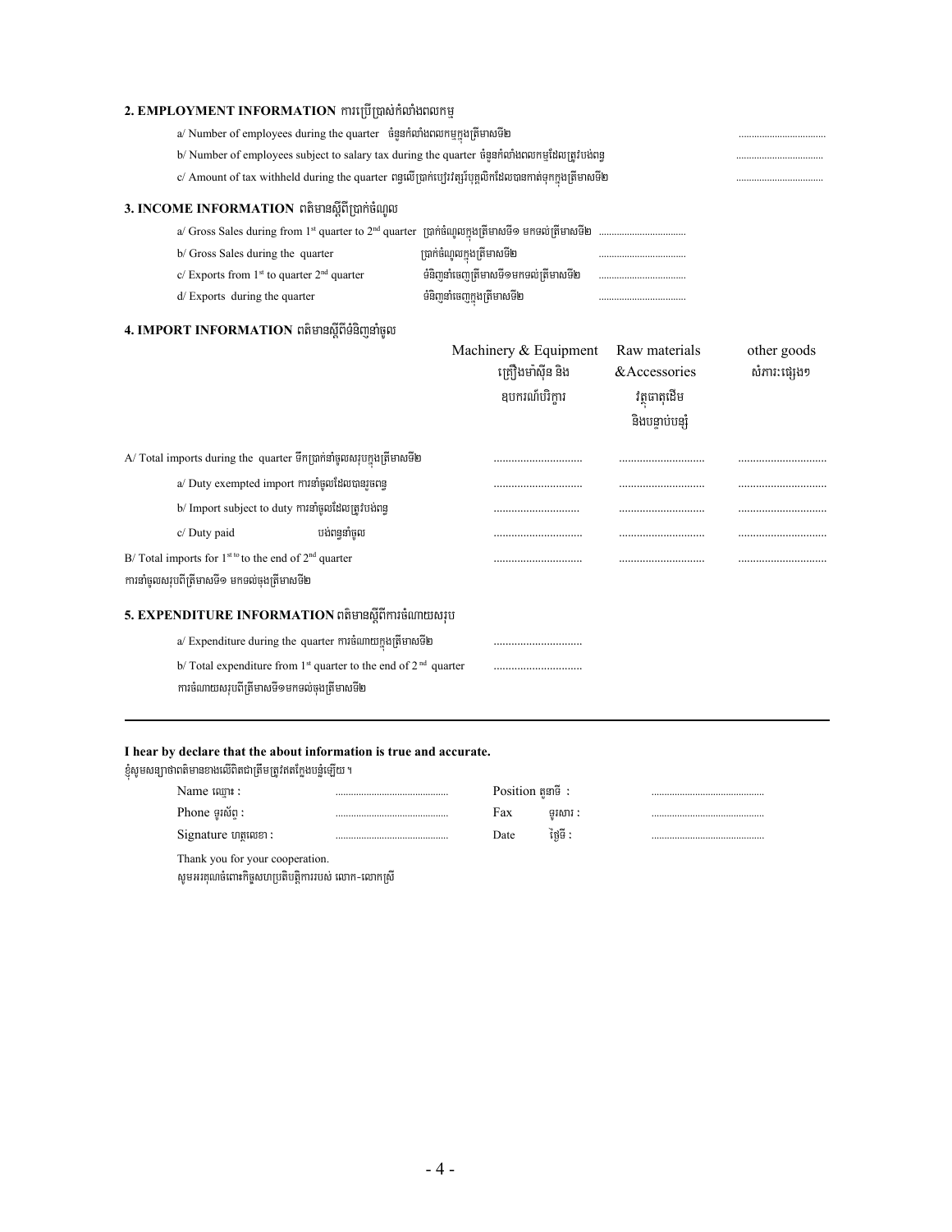## 2. EMPLOYMENT INFORMATION ការប្រើប្រាស់កំលាំងពលកម្ម

a/ Number of employees during the quarter ចំនួនកំលាំងពលកម្មក្នុងត្រីមាសទី២ ..................................

b/ Number of employees subject to salary tax during the quarter ចំនួនកំលាំងពលកម្មដែលត្រូវបង់ពន្ធ ..................................

c/ Amount of tax withheld during the quarter ពន្ធលើប្រាក់បៀវត្សរ៍បុគ្គលិកដែលបានកាត់ទុកក្នុងត្រីមាសទី២ ..................................

## 3. INCOME INFORMATION ពត៌មានស្តីពីប្រាក់ចំណូល

a/ Gross Sales during from 1st quarter to 2nd quarter ប្រាក់ចំណូលក្នុងត្រីមាសទី១ មកទល់ត្រីមាសទី២ ..................................

b/ Gross Sales during the quarter ប្រាក់ចំណូលក្នុងត្រីមាសទី២ ..................................

c/ Exports from 1st to quarter 2nd quarter ទំនិញនាំចេញត្រីមាសទី១មកទល់ត្រីមាសទី២ ..................................

d/ Exports during the quarter ទំនិញនាំចេញក្នុងត្រីមាសទី២ ..................................

## 4. IMPORT INFORMATION ពត៌មានស្តីពីទំនិញនាំចូល

| | Machinery & Equipment គ្រឿងម៉ាស៊ីន និង ឧបករណ៍បរិក្ខារ | Raw materials &Accessories វត្ថុធាតុដើម និងបន្ទាប់បន្សំ | other goods សំភារៈផ្សេងៗ |
|---|---|---|---|
| A/ Total imports during the quarter ទឹកប្រាក់នាំចូលសរុបក្នុងត្រីមាសទី២ | .............................. | .............................. | .............................. |
| a/ Duty exempted import ការនាំចូលដែលបានរួចពន្ធ | .............................. | .............................. | .............................. |
| b/ Import subject to duty ការនាំចូលដែលត្រូវបង់ពន្ធ | .............................. | .............................. | .............................. |
| c/ Duty paid បង់ពន្ធនាំចូល | .............................. | .............................. | .............................. |
| B/ Total imports for 1st to the end of 2nd quarter ការនាំចូលសរុបពីត្រីមាសទី១ មកទល់ចុងត្រីមាសទី២ | .............................. | .............................. | .............................. |

## 5. EXPENDITURE INFORMATION ពត៌មានស្តីពីការចំណាយសរុប

a/ Expenditure during the quarter ការចំណាយក្នុងត្រីមាសទី២ ..............................

b/ Total expenditure from 1st quarter to the end of 2nd quarter ..............................
ការចំណាយសរុបពីត្រីមាសទី១មកទល់ចុងត្រីមាសទី២

---

**I hear by declare that the about information is true and accurate.**

ខ្ញុំសូមសន្យាថាពត៌មានខាងលើពិតជាត្រឹមត្រូវឥតក្លែងបន្លំឡើយ ។

| | | | |
|---|---|---|---|
| Name ឈ្មោះ : | ........................................ | Position តួនាទី : | ........................................ |
| Phone ទូរស័ព្ទ : | ........................................ | Fax ទូរសារ : | ........................................ |
| Signature ហត្ថលេខា : | ........................................ | Date ថ្ងៃទី : | ........................................ |

Thank you for your cooperation.

សូមអរគុណចំពោះកិច្ចសហប្រតិបត្តិការរបស់ លោក-លោកស្រី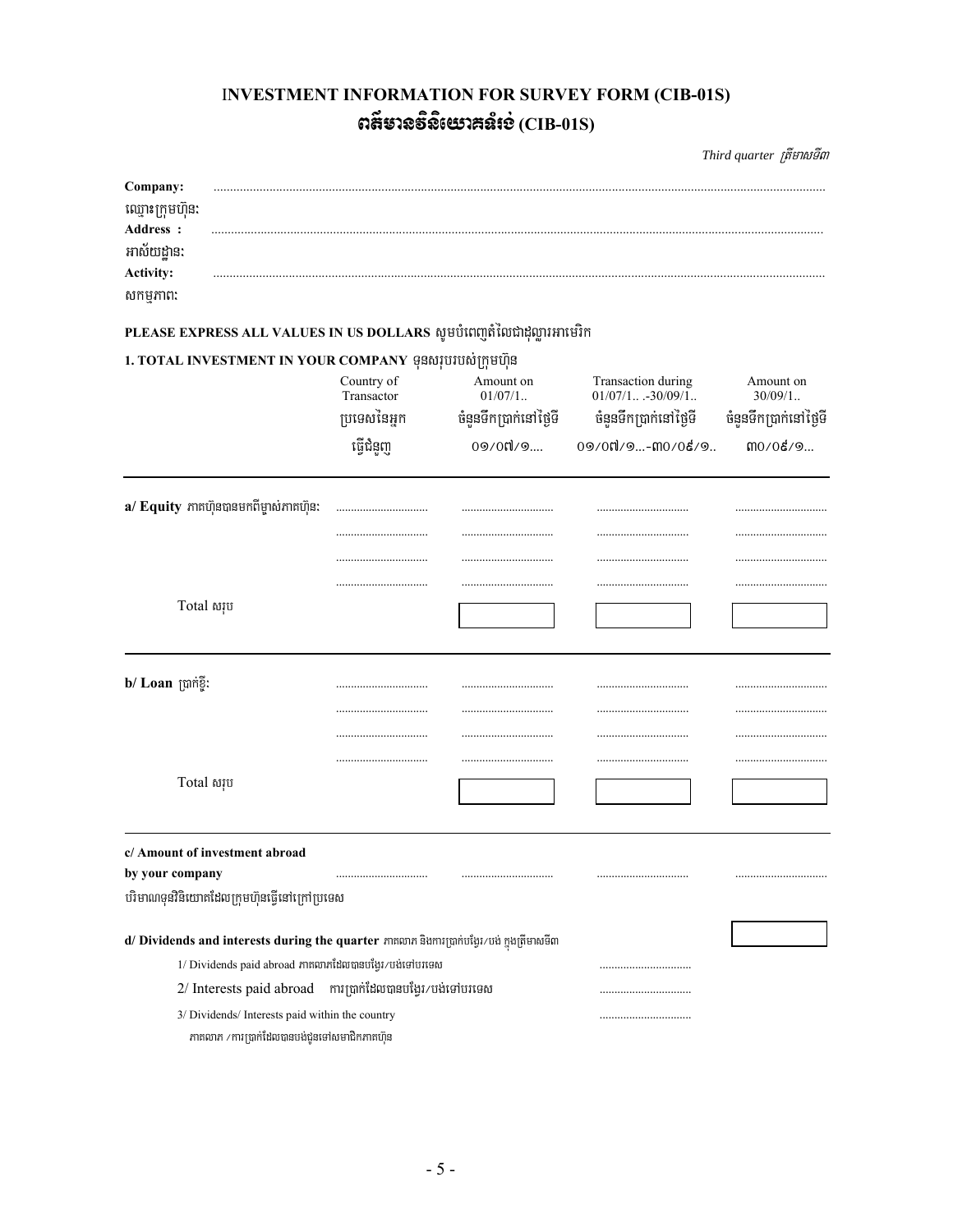# INVESTMENT INFORMATION FOR SURVEY FORM (CIB-01S)
# ពត៌មានវិនិយោគទំរង់ (CIB-01S)

*Third quarter ត្រីមាសទី៣*

**Company:** ..........................................................................................

ឈ្មោះក្រុមហ៊ុនៈ

**Address :** ..........................................................................................

អាស័យដ្ឋានៈ

**Activity:** ..........................................................................................

សកម្មភាពៈ

**PLEASE EXPRESS ALL VALUES IN US DOLLARS** សូមបំពេញតំលៃជាដុល្លារអាមេរិក

**1. TOTAL INVESTMENT IN YOUR COMPANY** ទុនសរុបរបស់ក្រុមហ៊ុន

| | Country of Transactor ប្រទេសនៃអ្នកធ្វើជំនួញ | Amount on 01/07/1.. ចំនួនទឹកប្រាក់នៅថ្ងៃទី ០១/០៧/១.... | Transaction during 01/07/1.. .-30/09/1.. ចំនួនទឹកប្រាក់នៅថ្ងៃទី ០១/០៧/១...-៣០/០៩/១.. | Amount on 30/09/1.. ចំនួនទឹកប្រាក់នៅថ្ងៃទី ៣០/០៩/១... |
|---|---|---|---|---|
| **a/ Equity** ភាគហ៊ុនបានមកពីម្ចាស់ភាគហ៊ុនៈ | .............................. | .............................. | .............................. | .............................. |
| | .............................. | .............................. | .............................. | .............................. |
| | .............................. | .............................. | .............................. | .............................. |
| | .............................. | .............................. | .............................. | .............................. |
| Total សរុប | | | | |
| **b/ Loan** ប្រាក់ខ្ចីៈ | .............................. | .............................. | .............................. | .............................. |
| | .............................. | .............................. | .............................. | .............................. |
| | .............................. | .............................. | .............................. | .............................. |
| | .............................. | .............................. | .............................. | .............................. |
| Total សរុប | | | | |
| **c/ Amount of investment abroad by your company** បរិមាណទុនវិនិយោគដែលក្រុមហ៊ុនធ្វើនៅក្រៅប្រទេស | .............................. | .............................. | .............................. | .............................. |
| **d/ Dividends and interests during the quarter** ភាគលាភ និងការប្រាក់បង្វែរ/បង់ ក្នុងត្រីមាសទី៣ | | | | |
| 1/ Dividends paid abroad ភាគលាភដែលបានបង្វែរ/បង់ទៅបរទេស | | | .............................. | |
| 2/ Interests paid abroad ការប្រាក់ដែលបានបង្វែរ/បង់ទៅបរទេស | | | .............................. | |
| 3/ Dividends/ Interests paid within the country ភាគលាភ /ការប្រាក់ដែលបានបង់ជូនទៅសមាជិកភាគហ៊ុន | | | .............................. | |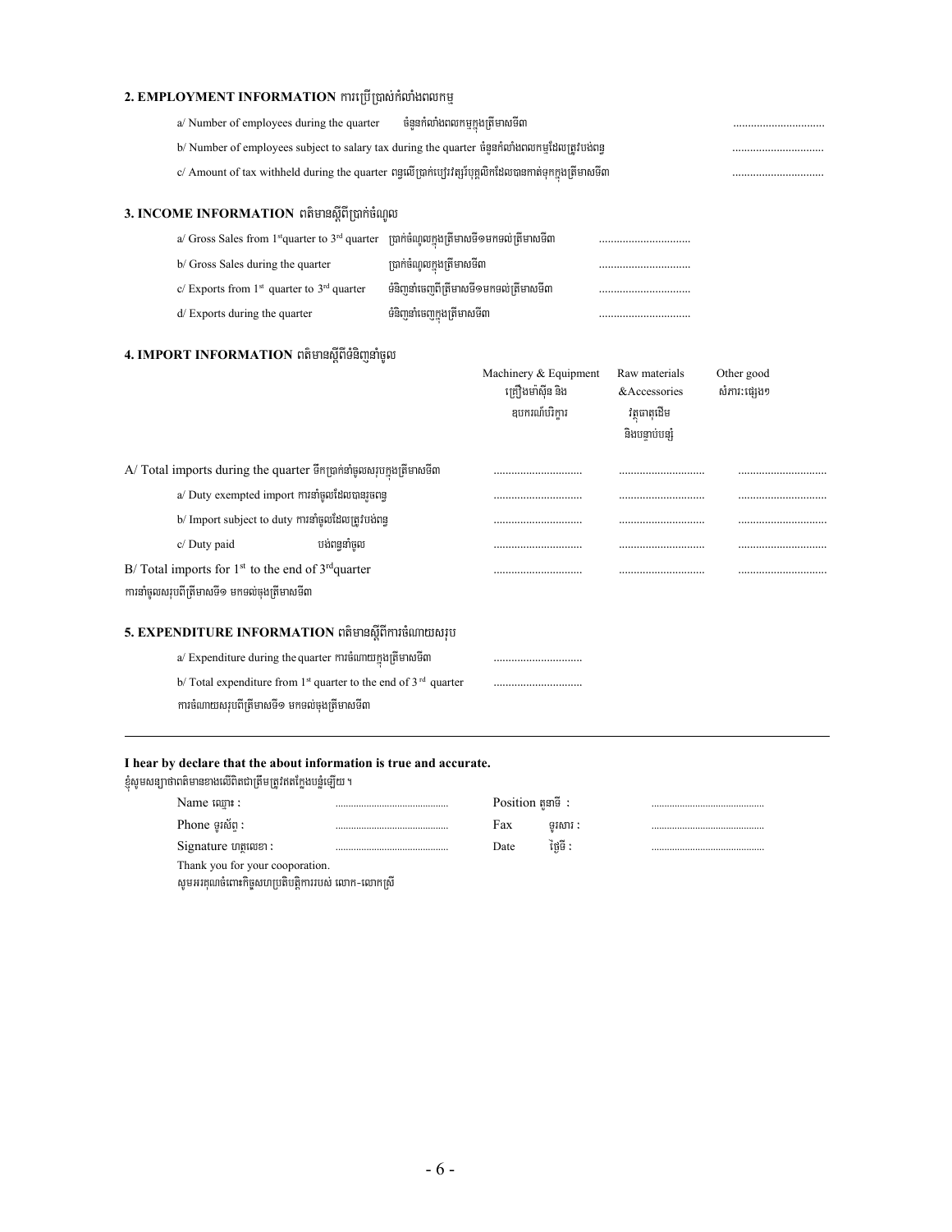## 2. EMPLOYMENT INFORMATION ការប្រើប្រាស់កំលាំងពលកម្ម

a/ Number of employees during the quarter ចំនួនកំលាំងពលកម្មក្នុងត្រីមាសទី៣ ..............................

b/ Number of employees subject to salary tax during the quarter ចំនួនកំលាំងពលកម្មដែលត្រូវបង់ពន្ធ ..............................

c/ Amount of tax withheld during the quarter ពន្ធលើប្រាក់បៀវត្សរ៍បុគ្គលិកដែលបានកាត់ទុកក្នុងត្រីមាសទី៣ ..............................

## 3. INCOME INFORMATION ពត៌មានស្តីពីប្រាក់ចំណូល

a/ Gross Sales from 1st quarter to 3rd quarter ប្រាក់ចំណូលក្នុងត្រីមាសទី១មកទល់ត្រីមាសទី៣ ..............................

b/ Gross Sales during the quarter ប្រាក់ចំណូលក្នុងត្រីមាសទី៣ ..............................

c/ Exports from 1st quarter to 3rd quarter ទំនិញនាំចេញពីត្រីមាសទី១មកទល់ត្រីមាសទី៣ ..............................

d/ Exports during the quarter ទំនិញនាំចេញក្នុងត្រីមាសទី៣ ..............................

## 4. IMPORT INFORMATION ពត៌មានស្តីពីទំនិញនាំចូល

| | Machinery & Equipment គ្រឿងម៉ាស៊ីន និង ឧបករណ៍បរិក្ខារ | Raw materials &Accessories វត្ថុធាតុដើម និងបន្ទាប់បន្សំ | Other good សំភារៈផ្សេងៗ |
|---|---|---|---|
| A/ Total imports during the quarter ទឹកប្រាក់នាំចូលសរុបក្នុងត្រីមាសទី៣ | .............................. | .............................. | .............................. |
| a/ Duty exempted import ការនាំចូលដែលបានរួចពន្ធ | .............................. | .............................. | .............................. |
| b/ Import subject to duty ការនាំចូលដែលត្រូវបង់ពន្ធ | .............................. | .............................. | .............................. |
| c/ Duty paid បង់ពន្ធនាំចូល | .............................. | .............................. | .............................. |
| B/ Total imports for 1st to the end of 3rdquarter ការនាំចូលសរុបពីត្រីមាសទី១ មកទល់ចុងត្រីមាសទី៣ | .............................. | .............................. | .............................. |

## 5. EXPENDITURE INFORMATION ពត៌មានស្តីពីការចំណាយសរុប

a/ Expenditure during the quarter ការចំណាយក្នុងត្រីមាសទី៣ ..............................

b/ Total expenditure from 1st quarter to the end of 3rd quarter ..............................
ការចំណាយសរុបពីត្រីមាសទី១ មកទល់ចុងត្រីមាសទី៣

---

**I hear by declare that the about information is true and accurate.**
ខ្ញុំសូមសន្យាថាពត៌មានខាងលើពិតជាត្រឹមត្រូវឥតក្លែងបន្លំឡើយ ។

| | | | |
|---|---|---|---|
| Name ឈ្មោះ : | ........................................ | Position តួនាទី : | ........................................ |
| Phone ទូរស័ព្ទ : | ........................................ | Fax ទូរសារ : | ........................................ |
| Signature ហត្ថលេខា : | ........................................ | Date ថ្ងៃទី : | ........................................ |

Thank you for your cooporation.
សូមអរគុណចំពោះកិច្ចសហប្រតិបត្តិការរបស់ លោក-លោកស្រី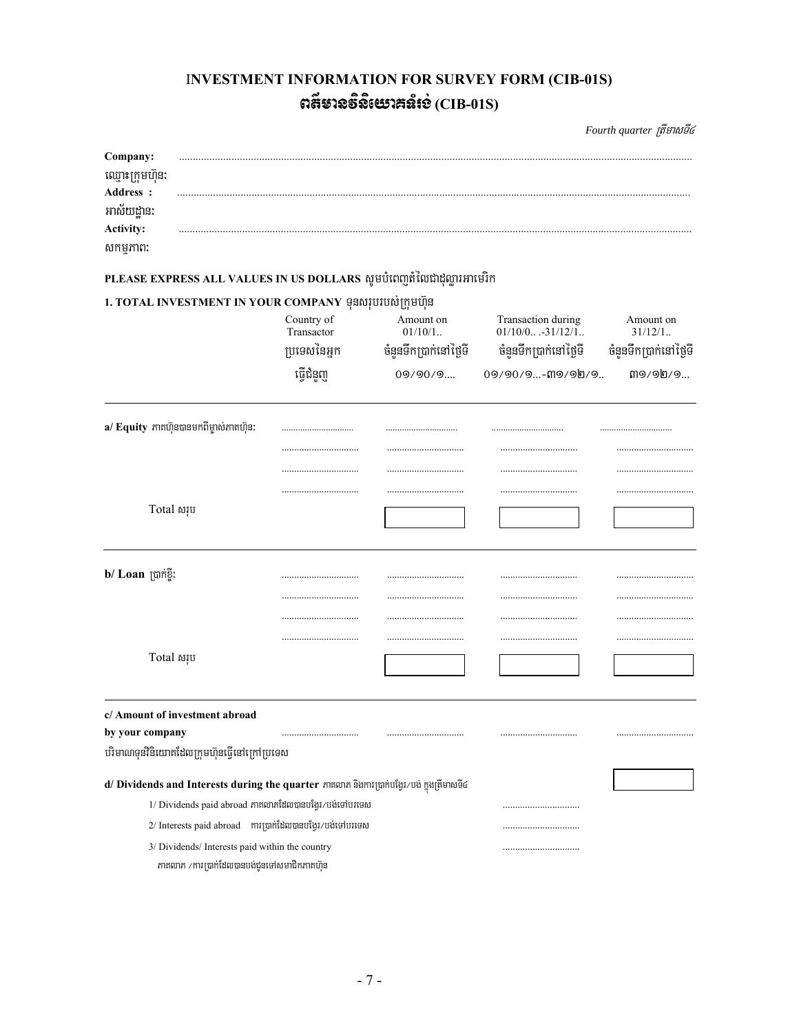# INVESTMENT INFORMATION FOR SURVEY FORM (CIB-01S)

# ពត៌មានវិនិយោគទំរង់ (CIB-01S)

*Fourth quarter ត្រីមាសទី៤*

**Company:** ........................................................................................................................................................................

ឈ្មោះក្រុមហ៊ុន:

**Address :** ........................................................................................................................................................................

អាស័យដ្ឋាន:

**Activity:** ........................................................................................................................................................................

សកម្មភាព:

**PLEASE EXPRESS ALL VALUES IN US DOLLARS** សូមបំពេញតំលៃជាដុល្លារអាមេរិក

**1. TOTAL INVESTMENT IN YOUR COMPANY** ទុនសរុបរបស់ក្រុមហ៊ុន

| | Country of Transactor ប្រទេសនៃអ្នកធ្វើជំនួញ | Amount on 01/10/1.. ចំនួនទឹកប្រាក់នៅថ្ងៃទី ០១/១០/១.... | Transaction during 01/10/0.. .-31/12/1.. ចំនួនទឹកប្រាក់នៅថ្ងៃទី ០១/១០/១...-៣១/១២/១.. | Amount on 31/12/1.. ចំនួនទឹកប្រាក់នៅថ្ងៃទី ៣១/១២/១... |
|---|---|---|---|---|
| **a/ Equity** ភាគហ៊ុនបានមកពីម្ចាស់ភាគហ៊ុន: | ............................... | ............................... | ............................... | ............................... |
| | ............................... | ............................... | ............................... | ............................... |
| | ............................... | ............................... | ............................... | ............................... |
| | ............................... | ............................... | ............................... | ............................... |
| Total សរុប | | | | |
| **b/ Loan** ប្រាក់ខ្ចី: | ............................... | ............................... | ............................... | ............................... |
| | ............................... | ............................... | ............................... | ............................... |
| | ............................... | ............................... | ............................... | ............................... |
| | ............................... | ............................... | ............................... | ............................... |
| Total សរុប | | | | |
| **c/ Amount of investment abroad by your company** បរិមាណទុនវិនិយោគដែលក្រុមហ៊ុនធ្វើនៅក្រៅប្រទេស | ............................... | ............................... | ............................... | ............................... |

**d/ Dividends and Interests during the quarter** ភាគលាភ និងការប្រាក់បង្វែរ/បង់ ក្នុងត្រីមាសទី៤

1/ Dividends paid abroad ភាគលាភដែលបានបង្វែរ/បង់ទៅបរទេស ...............................

2/ Interests paid abroad ការប្រាក់ដែលបានបង្វែរ/បង់ទៅបរទេស ...............................

3/ Dividends/ Interests paid within the country ...............................

ភាគលាភ /ការប្រាក់ដែលបានបង់ជូនទៅសមាជិកភាគហ៊ុន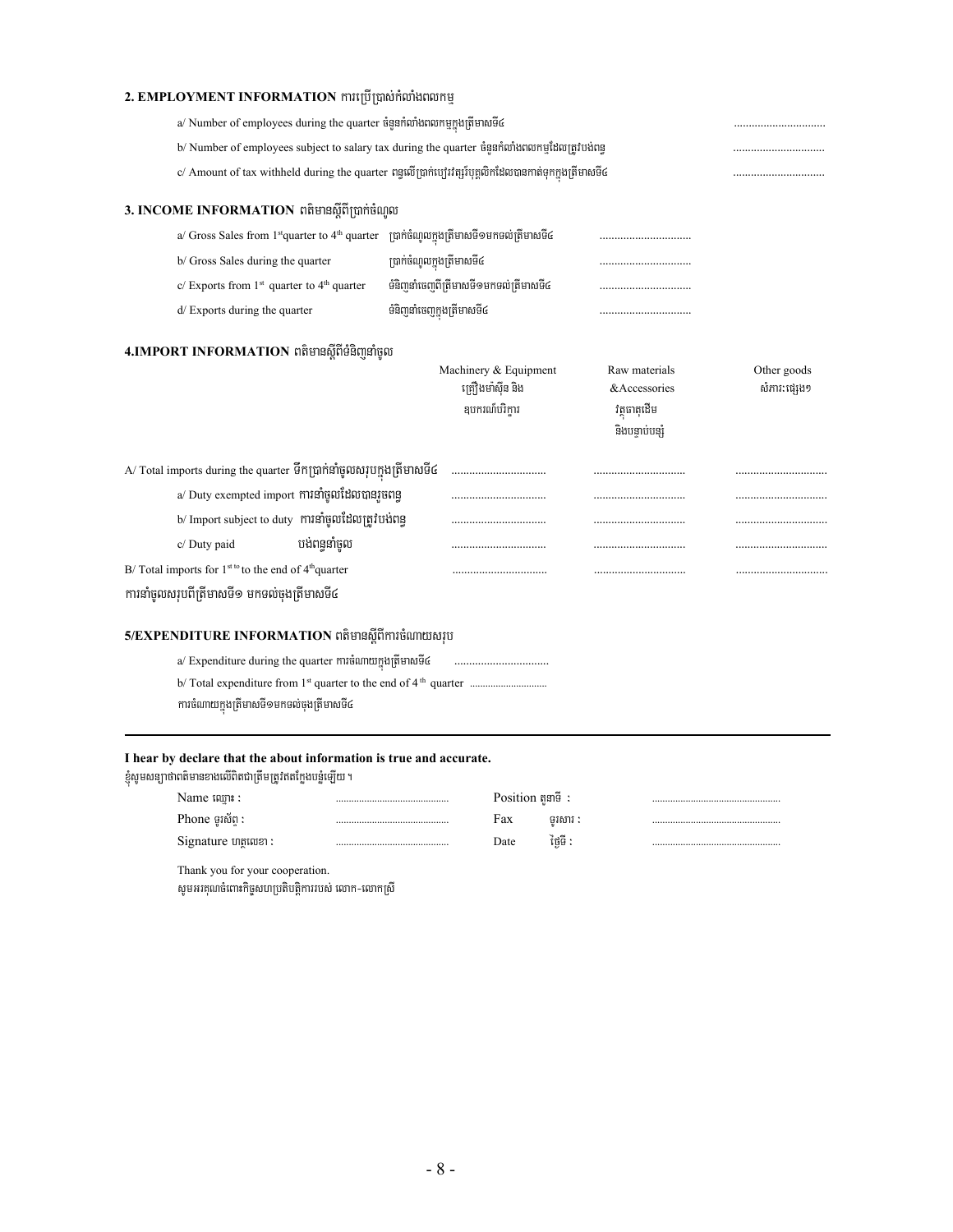## 2. EMPLOYMENT INFORMATION ការប្រើប្រាស់កំលាំងពលកម្ម

a/ Number of employees during the quarter ចំនួនកំលាំងពលកម្មក្នុងត្រីមាសទី៤ ...............................

b/ Number of employees subject to salary tax during the quarter ចំនួនកំលាំងពលកម្មដែលត្រូវបង់ពន្ធ ...............................

c/ Amount of tax withheld during the quarter ពន្ធលើប្រាក់បៀវត្សរ៍បុគ្គលិកដែលបានកាត់ទុកក្នុងត្រីមាសទី៤ ...............................

## 3. INCOME INFORMATION ពត៌មានស្តីពីប្រាក់ចំណូល

| | | |
|---|---|---|
| a/ Gross Sales from 1st quarter to 4th quarter | ប្រាក់ចំណូលក្នុងត្រីមាសទី១មកទល់ត្រីមាសទី៤ | ............................... |
| b/ Gross Sales during the quarter | ប្រាក់ចំណូលក្នុងត្រីមាសទី៤ | ............................... |
| c/ Exports from 1st quarter to 4th quarter | ទំនិញនាំចេញពីត្រីមាសទី១មកទល់ត្រីមាសទី៤ | ............................... |
| d/ Exports during the quarter | ទំនិញនាំចេញក្នុងត្រីមាសទី៤ | ............................... |

## 4.IMPORT INFORMATION ពត៌មានស្តីពីទំនិញនាំចូល

| | Machinery & Equipment គ្រឿងម៉ាស៊ីន និង ឧបករណ៍បរិក្ខារ | Raw materials &Accessories វត្ថុធាតុដើម និងបន្ទាប់បន្សំ | Other goods សំភារៈផ្សេងៗ |
|---|---|---|---|
| A/ Total imports during the quarter ទឹកប្រាក់នាំចូលសរុបក្នុងត្រីមាសទី៤ | ................................ | ............................... | ............................... |
| a/ Duty exempted import ការនាំចូលដែលបានរួចពន្ធ | ................................ | ............................... | ............................... |
| b/ Import subject to duty ការនាំចូលដែលត្រូវបង់ពន្ធ | ................................ | ............................... | ............................... |
| c/ Duty paid បង់ពន្ធនាំចូល | ................................ | ............................... | ............................... |
| B/ Total imports for 1st to to the end of 4th quarter ការនាំចូលសរុបពីត្រីមាសទី១ មកទល់ចុងត្រីមាសទី៤ | ................................ | ............................... | ............................... |

## 5/EXPENDITURE INFORMATION ពត៌មានស្តីពីការចំណាយសរុប

a/ Expenditure during the quarter ការចំណាយក្នុងត្រីមាសទី៤ ................................

b/ Total expenditure from 1st quarter to the end of 4th quarter ..............................
ការចំណាយក្នុងត្រីមាសទី១មកទល់ចុងត្រីមាសទី៤

---

**I hear by declare that the about information is true and accurate.**

ខ្ញុំសូមសន្យាថាពត៌មានខាងលើពិតជាត្រឹមត្រូវឥតក្លែងបន្លំឡើយ ។

| | | | |
|---|---|---|---|
| Name ឈ្មោះ : | ............................................ | Position តួនាទី : | .................................................. |
| Phone ទូរស័ព្ទ : | ............................................ | Fax ទូរសារ : | .................................................. |
| Signature ហត្ថលេខា : | ............................................ | Date ថ្ងៃទី : | .................................................. |

Thank you for your cooperation.

សូមអរគុណចំពោះកិច្ចសហប្រតិបត្តិការរបស់ លោក-លោកស្រី